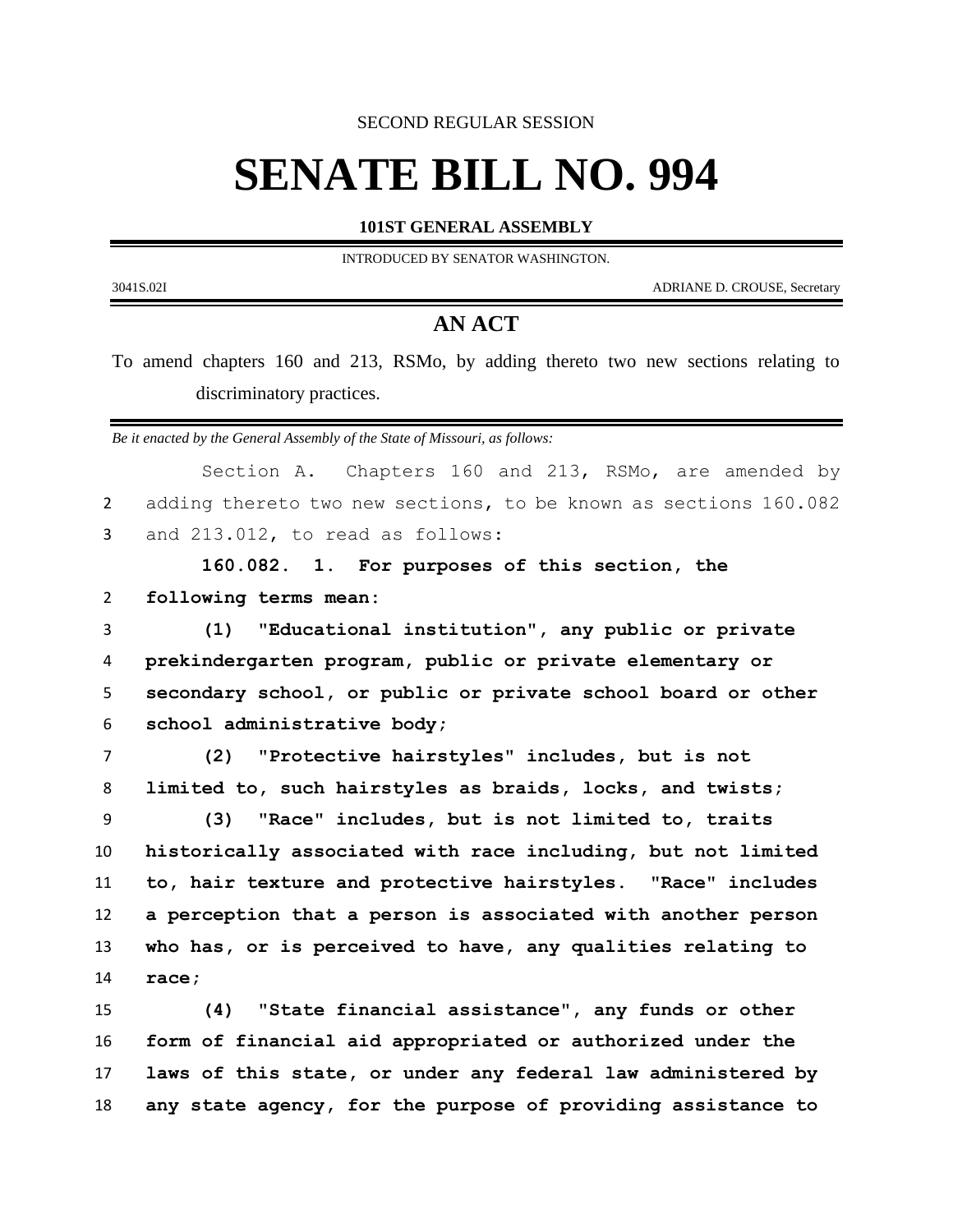SECOND REGULAR SESSION

# SENATE BILL NO. 994

**101ST GENERAL ASSEMBLY**

INTRODUCED BY SENATOR WASHINGTON.

3041S.02I ADRIANE D. CROUSE, Secretary

## AN ACT

To amend chapters 160 and 213, RSMo, by adding thereto two new sections relating to discriminatory practices.

*Be it enacted by the General Assembly of the State of Missouri, as follows:*

Section A. Chapters 160 and 213, RSMo, are amended by adding thereto two new sections, to be known as sections 160.082 and 213.012, to read as follows:

**160.082. 1. For purposes of this section, the following terms mean:**

**(1) "Educational institution", any public or private prekindergarten program, public or private elementary or secondary school, or public or private school board or other school administrative body;**

**(2) "Protective hairstyles" includes, but is not limited to, such hairstyles as braids, locks, and twists;**

**(3) "Race" includes, but is not limited to, traits historically associated with race including, but not limited to, hair texture and protective hairstyles. "Race" includes a perception that a person is associated with another person who has, or is perceived to have, any qualities relating to race;**

**(4) "State financial assistance", any funds or other form of financial aid appropriated or authorized under the laws of this state, or under any federal law administered by any state agency, for the purpose of providing assistance to**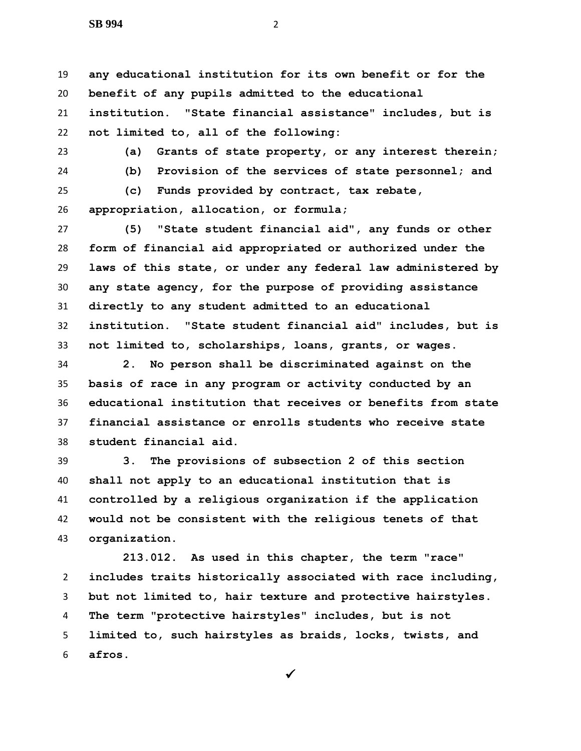**any educational institution for its own benefit or for the benefit of any pupils admitted to the educational institution. "State financial assistance" includes, but is not limited to, all of the following:**

**(a) Grants of state property, or any interest therein;**

**(b) Provision of the services of state personnel; and**

**(c) Funds provided by contract, tax rebate, appropriation, allocation, or formula;**

**(5) "State student financial aid", any funds or other form of financial aid appropriated or authorized under the laws of this state, or under any federal law administered by any state agency, for the purpose of providing assistance directly to any student admitted to an educational institution. "State student financial aid" includes, but is not limited to, scholarships, loans, grants, or wages.**

**2. No person shall be discriminated against on the basis of race in any program or activity conducted by an educational institution that receives or benefits from state financial assistance or enrolls students who receive state student financial aid.**

**3. The provisions of subsection 2 of this section shall not apply to an educational institution that is controlled by a religious organization if the application would not be consistent with the religious tenets of that organization.**

**213.012. As used in this chapter, the term "race" includes traits historically associated with race including, but not limited to, hair texture and protective hairstyles. The term "protective hairstyles" includes, but is not limited to, such hairstyles as braids, locks, twists, and afros.**

✓